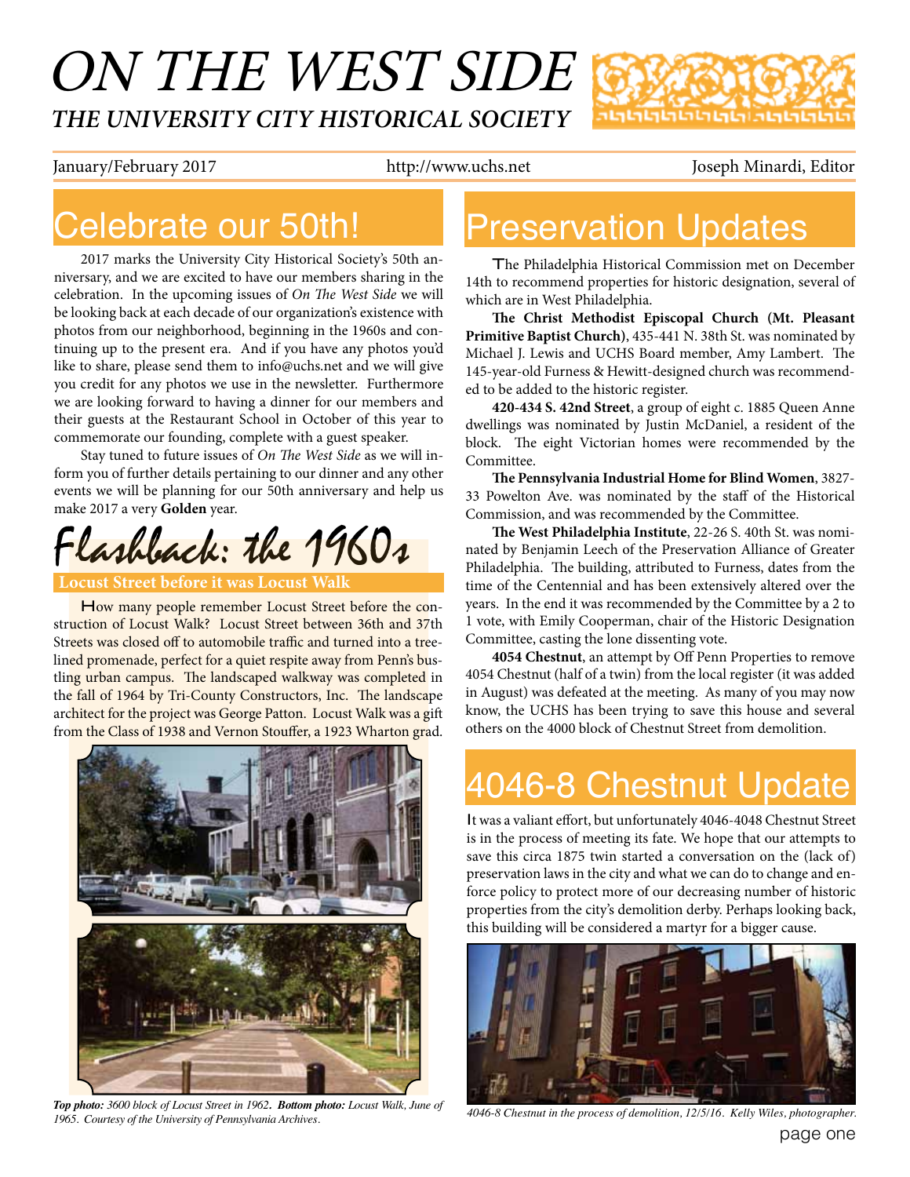# ON THE WEST SIDE

## THE UNIVERSITY CITY HISTORICAL SOCIETY

January/February 2017 | http://www.uchs.net | Joseph Minardi, Editor

## Celebrate our 50th!

2017 marks the University City Historical Society's 50th anniversary, and we are excited to have our members sharing in the celebration. In the upcoming issues of *On The West Side* we will be looking back at each decade of our organization's existence with photos from our neighborhood, beginning in the 1960s and continuing up to the present era. And if you have any photos you'd like to share, please send them to info@uchs.net and we will give you credit for any photos we use in the newsletter. Furthermore we are looking forward to having a dinner for our members and their guests at the Restaurant School in October of this year to commemorate our founding, complete with a guest speaker.

Stay tuned to future issues of *On The West Side* as we will inform you of further details pertaining to our dinner and any other events we will be planning for our 50th anniversary and help us make 2017 a very **Golden** year.

## Flashback: the 1960s

### Locust Street before it was Locust Walk

How many people remember Locust Street before the construction of Locust Walk? Locust Street between 36th and 37th Streets was closed off to automobile traffic and turned into a tree-lined promenade, perfect for a quiet respite away from Penn's bustling urban campus. The landscaped walkway was completed in the fall of 1964 by Tri-County Constructors, Inc. The landscape architect for the project was George Patton. Locust Walk was a gift from the Class of 1938 and Vernon Stouffer, a 1923 Wharton grad.

***Top photo:** 3600 block of Locust Street in 1962. **Bottom photo:** Locust Walk, June of 1965. Courtesy of the University of Pennsylvania Archives.*

## Preservation Updates

The Philadelphia Historical Commission met on December 14th to recommend properties for historic designation, several of which are in West Philadelphia.

**The Christ Methodist Episcopal Church (Mt. Pleasant Primitive Baptist Church)**, 435-441 N. 38th St. was nominated by Michael J. Lewis and UCHS Board member, Amy Lambert. The 145-year-old Furness & Hewitt-designed church was recommended to be added to the historic register.

**420-434 S. 42nd Street**, a group of eight c. 1885 Queen Anne dwellings was nominated by Justin McDaniel, a resident of the block. The eight Victorian homes were recommended by the Committee.

**The Pennsylvania Industrial Home for Blind Women**, 3827-33 Powelton Ave. was nominated by the staff of the Historical Commission, and was recommended by the Committee.

**The West Philadelphia Institute**, 22-26 S. 40th St. was nominated by Benjamin Leech of the Preservation Alliance of Greater Philadelphia. The building, attributed to Furness, dates from the time of the Centennial and has been extensively altered over the years. In the end it was recommended by the Committee by a 2 to 1 vote, with Emily Cooperman, chair of the Historic Designation Committee, casting the lone dissenting vote.

**4054 Chestnut**, an attempt by Off Penn Properties to remove 4054 Chestnut (half of a twin) from the local register (it was added in August) was defeated at the meeting. As many of you may now know, the UCHS has been trying to save this house and several others on the 4000 block of Chestnut Street from demolition.

## 4046-8 Chestnut Update

It was a valiant effort, but unfortunately 4046-4048 Chestnut Street is in the process of meeting its fate. We hope that our attempts to save this circa 1875 twin started a conversation on the (lack of) preservation laws in the city and what we can do to change and enforce policy to protect more of our decreasing number of historic properties from the city's demolition derby. Perhaps looking back, this building will be considered a martyr for a bigger cause.

*4046-8 Chestnut in the process of demolition, 12/5/16. Kelly Wiles, photographer.*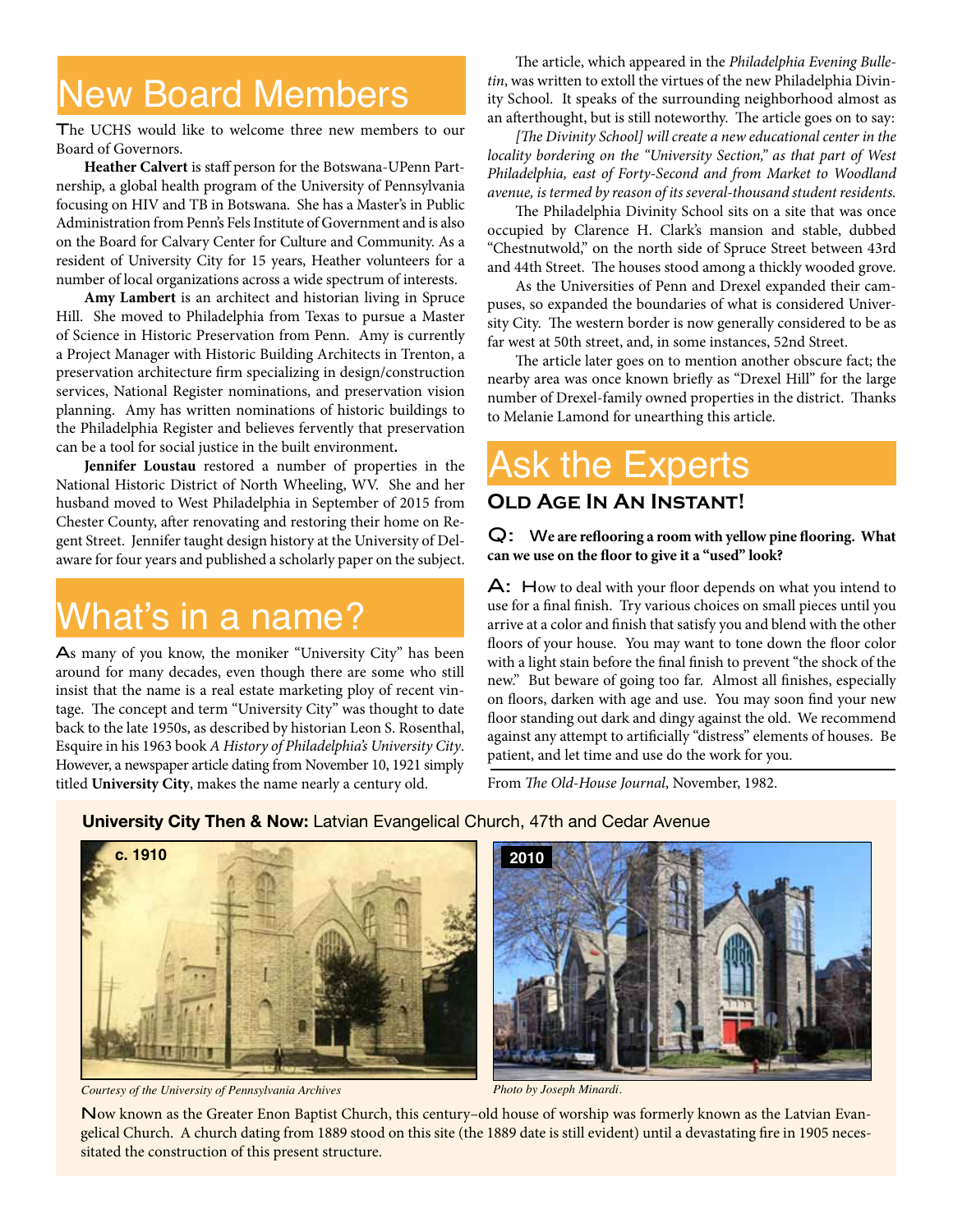# New Board Members

The UCHS would like to welcome three new members to our Board of Governors.

**Heather Calvert** is staff person for the Botswana-UPenn Partnership, a global health program of the University of Pennsylvania focusing on HIV and TB in Botswana. She has a Master's in Public Administration from Penn's Fels Institute of Government and is also on the Board for Calvary Center for Culture and Community. As a resident of University City for 15 years, Heather volunteers for a number of local organizations across a wide spectrum of interests.

**Amy Lambert** is an architect and historian living in Spruce Hill. She moved to Philadelphia from Texas to pursue a Master of Science in Historic Preservation from Penn. Amy is currently a Project Manager with Historic Building Architects in Trenton, a preservation architecture firm specializing in design/construction services, National Register nominations, and preservation vision planning. Amy has written nominations of historic buildings to the Philadelphia Register and believes fervently that preservation can be a tool for social justice in the built environment**.**

**Jennifer Loustau** restored a number of properties in the National Historic District of North Wheeling, WV. She and her husband moved to West Philadelphia in September of 2015 from Chester County, after renovating and restoring their home on Regent Street. Jennifer taught design history at the University of Delaware for four years and published a scholarly paper on the subject.

# What's in a name?

As many of you know, the moniker "University City" has been around for many decades, even though there are some who still insist that the name is a real estate marketing ploy of recent vintage. The concept and term "University City" was thought to date back to the late 1950s, as described by historian Leon S. Rosenthal, Esquire in his 1963 book *A History of Philadelphia's University City*. However, a newspaper article dating from November 10, 1921 simply titled **University City**, makes the name nearly a century old.

The article, which appeared in the *Philadelphia Evening Bulletin*, was written to extoll the virtues of the new Philadelphia Divinity School. It speaks of the surrounding neighborhood almost as an afterthought, but is still noteworthy. The article goes on to say:

*[The Divinity School] will create a new educational center in the locality bordering on the "University Section," as that part of West Philadelphia, east of Forty-Second and from Market to Woodland avenue, is termed by reason of its several-thousand student residents.*

The Philadelphia Divinity School sits on a site that was once occupied by Clarence H. Clark's mansion and stable, dubbed "Chestnutwold," on the north side of Spruce Street between 43rd and 44th Street. The houses stood among a thickly wooded grove.

As the Universities of Penn and Drexel expanded their campuses, so expanded the boundaries of what is considered University City. The western border is now generally considered to be as far west at 50th street, and, in some instances, 52nd Street.

The article later goes on to mention another obscure fact; the nearby area was once known briefly as "Drexel Hill" for the large number of Drexel-family owned properties in the district. Thanks to Melanie Lamond for unearthing this article.

# Ask the Experts

### Old Age In An Instant!

**Q: We are reflooring a room with yellow pine flooring. What can we use on the floor to give it a "used" look?**

**A:** How to deal with your floor depends on what you intend to use for a final finish. Try various choices on small pieces until you arrive at a color and finish that satisfy you and blend with the other floors of your house. You may want to tone down the floor color with a light stain before the final finish to prevent "the shock of the new." But beware of going too far. Almost all finishes, especially on floors, darken with age and use. You may soon find your new floor standing out dark and dingy against the old. We recommend against any attempt to artificially "distress" elements of houses. Be patient, and let time and use do the work for you.

From *The Old-House Journal*, November, 1982.

**University City Then & Now:** Latvian Evangelical Church, 47th and Cedar Avenue

c. 1910

*Courtesy of the University of Pennsylvania Archives*

2010

*Photo by Joseph Minardi.*

Now known as the Greater Enon Baptist Church, this century–old house of worship was formerly known as the Latvian Evangelical Church. A church dating from 1889 stood on this site (the 1889 date is still evident) until a devastating fire in 1905 necessitated the construction of this present structure.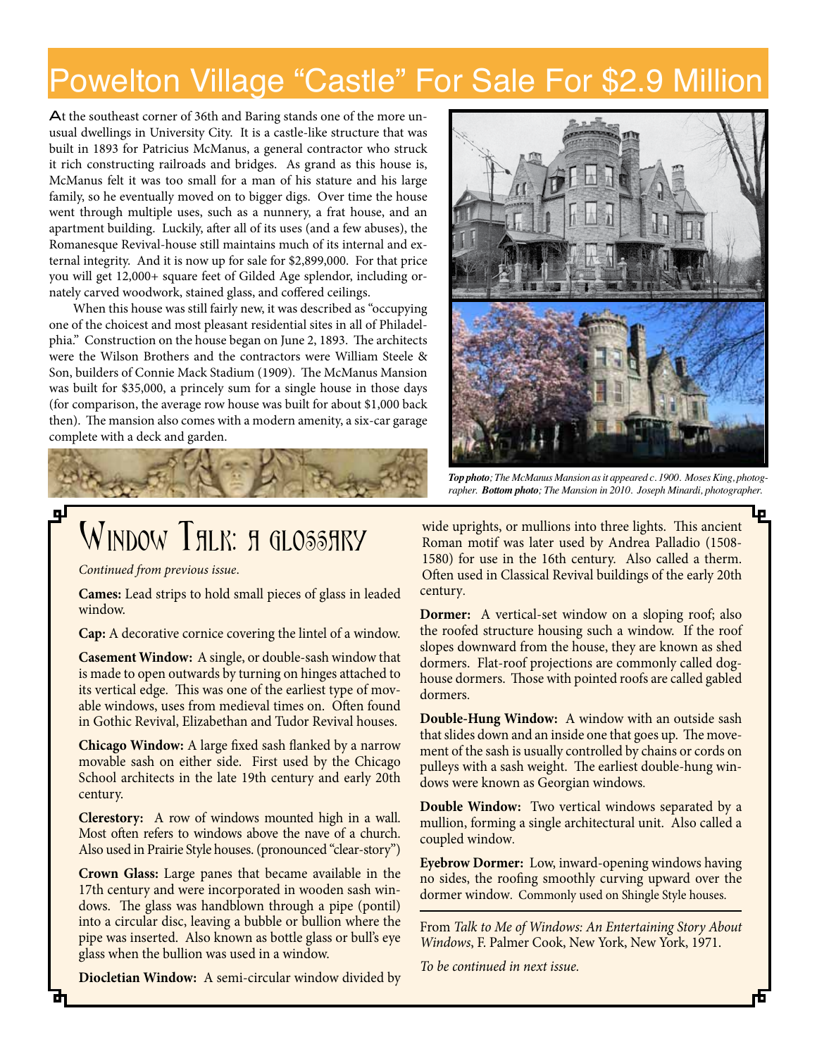# Powelton Village "Castle" For Sale For $2.9 Million

At the southeast corner of 36th and Baring stands one of the more unusual dwellings in University City. It is a castle-like structure that was built in 1893 for Patricius McManus, a general contractor who struck it rich constructing railroads and bridges. As grand as this house is, McManus felt it was too small for a man of his stature and his large family, so he eventually moved on to bigger digs. Over time the house went through multiple uses, such as a nunnery, a frat house, and an apartment building. Luckily, after all of its uses (and a few abuses), the Romanesque Revival-house still maintains much of its internal and external integrity. And it is now up for sale for $2,899,000. For that price you will get 12,000+ square feet of Gilded Age splendor, including ornately carved woodwork, stained glass, and coffered ceilings.

When this house was still fairly new, it was described as "occupying one of the choicest and most pleasant residential sites in all of Philadelphia." Construction on the house began on June 2, 1893. The architects were the Wilson Brothers and the contractors were William Steele & Son, builders of Connie Mack Stadium (1909). The McManus Mansion was built for $35,000, a princely sum for a single house in those days (for comparison, the average row house was built for about $1,000 back then). The mansion also comes with a modern amenity, a six-car garage complete with a deck and garden.

***Top photo****; The McManus Mansion as it appeared c. 1900. Moses King, photographer.* ***Bottom photo****; The Mansion in 2010. Joseph Minardi, photographer.*

## Window Talk: a Glossary

*Continued from previous issue.*

**Cames:** Lead strips to hold small pieces of glass in leaded window.

**Cap:** A decorative cornice covering the lintel of a window.

**Casement Window:** A single, or double-sash window that is made to open outwards by turning on hinges attached to its vertical edge. This was one of the earliest type of movable windows, uses from medieval times on. Often found in Gothic Revival, Elizabethan and Tudor Revival houses.

**Chicago Window:** A large fixed sash flanked by a narrow movable sash on either side. First used by the Chicago School architects in the late 19th century and early 20th century.

**Clerestory:** A row of windows mounted high in a wall. Most often refers to windows above the nave of a church. Also used in Prairie Style houses. (pronounced "clear-story")

**Crown Glass:** Large panes that became available in the 17th century and were incorporated in wooden sash windows. The glass was handblown through a pipe (pontil) into a circular disc, leaving a bubble or bullion where the pipe was inserted. Also known as bottle glass or bull's eye glass when the bullion was used in a window.

**Diocletian Window:** A semi-circular window divided by wide uprights, or mullions into three lights. This ancient Roman motif was later used by Andrea Palladio (1508-1580) for use in the 16th century. Also called a therm. Often used in Classical Revival buildings of the early 20th century.

**Dormer:** A vertical-set window on a sloping roof; also the roofed structure housing such a window. If the roof slopes downward from the house, they are known as shed dormers. Flat-roof projections are commonly called doghouse dormers. Those with pointed roofs are called gabled dormers.

**Double-Hung Window:** A window with an outside sash that slides down and an inside one that goes up. The movement of the sash is usually controlled by chains or cords on pulleys with a sash weight. The earliest double-hung windows were known as Georgian windows.

**Double Window:** Two vertical windows separated by a mullion, forming a single architectural unit. Also called a coupled window.

**Eyebrow Dormer:** Low, inward-opening windows having no sides, the roofing smoothly curving upward over the dormer window. Commonly used on Shingle Style houses.

From *Talk to Me of Windows: An Entertaining Story About Windows*, F. Palmer Cook, New York, New York, 1971.

*To be continued in next issue.*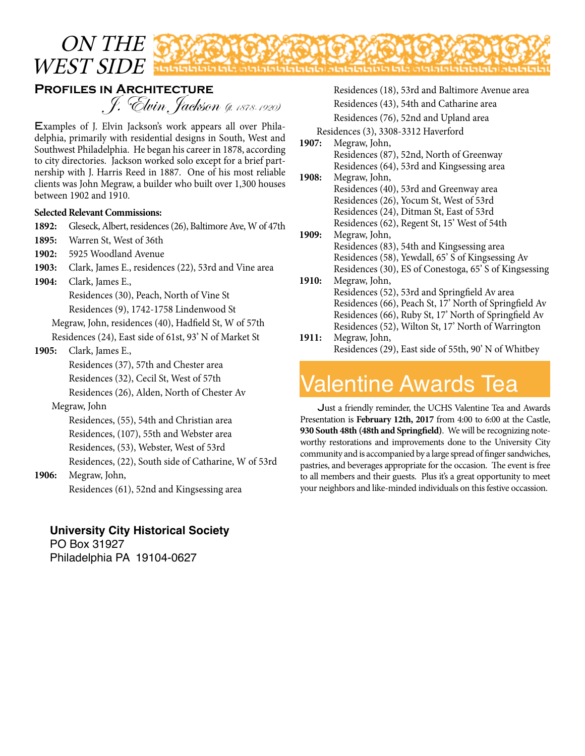# ON THE WEST SIDE

## Profiles in Architecture

### *J. Elvin Jackson (fl. 1878-1920)*

Examples of J. Elvin Jackson's work appears all over Philadelphia, primarily with residential designs in South, West and Southwest Philadelphia. He began his career in 1878, according to city directories. Jackson worked solo except for a brief partnership with J. Harris Reed in 1887. One of his most reliable clients was John Megraw, a builder who built over 1,300 houses between 1902 and 1910.

**Selected Relevant Commissions:**

**1892:** Gleseck, Albert, residences (26), Baltimore Ave, W of 47th

**1895:** Warren St, West of 36th

**1902:** 5925 Woodland Avenue

**1903:** Clark, James E., residences (22), 53rd and Vine area

**1904:** Clark, James E.,
Residences (30), Peach, North of Vine St
Residences (9), 1742-1758 Lindenwood St
Megraw, John, residences (40), Hadfield St, W of 57th
Residences (24), East side of 61st, 93' N of Market St

**1905:** Clark, James E.,
Residences (37), 57th and Chester area
Residences (32), Cecil St, West of 57th
Residences (26), Alden, North of Chester Av
Megraw, John
Residences, (55), 54th and Christian area
Residences, (107), 55th and Webster area
Residences, (53), Webster, West of 53rd
Residences, (22), South side of Catharine, W of 53rd

**1906:** Megraw, John,
Residences (61), 52nd and Kingsessing area
Residences (18), 53rd and Baltimore Avenue area
Residences (43), 54th and Catharine area
Residences (76), 52nd and Upland area
Residences (3), 3308-3312 Haverford

**1907:** Megraw, John,
Residences (87), 52nd, North of Greenway
Residences (64), 53rd and Kingsessing area

**1908:** Megraw, John,
Residences (40), 53rd and Greenway area
Residences (26), Yocum St, West of 53rd
Residences (24), Ditman St, East of 53rd
Residences (62), Regent St, 15' West of 54th

**1909:** Megraw, John,
Residences (83), 54th and Kingsessing area
Residences (58), Yewdall, 65' S of Kingsessing Av
Residences (30), ES of Conestoga, 65' S of Kingsessing

**1910:** Megraw, John,
Residences (52), 53rd and Springfield Av area
Residences (66), Peach St, 17' North of Springfield Av
Residences (66), Ruby St, 17' North of Springfield Av
Residences (52), Wilton St, 17' North of Warrington

**1911:** Megraw, John,
Residences (29), East side of 55th, 90' N of Whitbey

# Valentine Awards Tea

Just a friendly reminder, the UCHS Valentine Tea and Awards Presentation is **February 12th, 2017** from 4:00 to 6:00 at the Castle, **930 South 48th (48th and Springfield)**. We will be recognizing noteworthy restorations and improvements done to the University City community and is accompanied by a large spread of finger sandwiches, pastries, and beverages appropriate for the occasion. The event is free to all members and their guests. Plus it's a great opportunity to meet your neighbors and like-minded individuals on this festive occassion.

**University City Historical Society**
PO Box 31927
Philadelphia PA 19104-0627